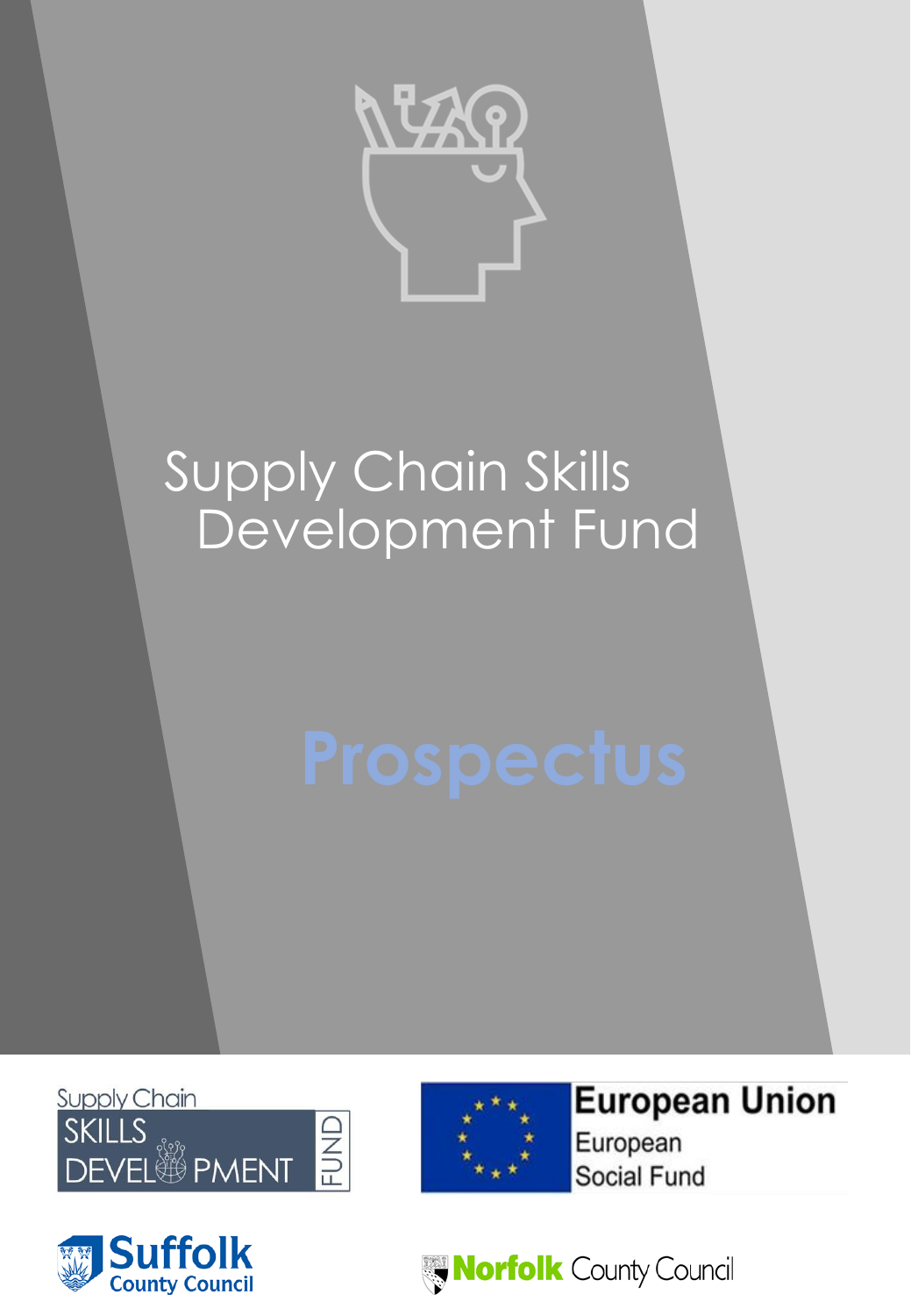# Supply Chain Skills Development Fund

## Prospectus

Supply Chain SKILLS DEVELOPMENT FUND

European Union
European Social Fund

Suffolk County Council

Norfolk County Council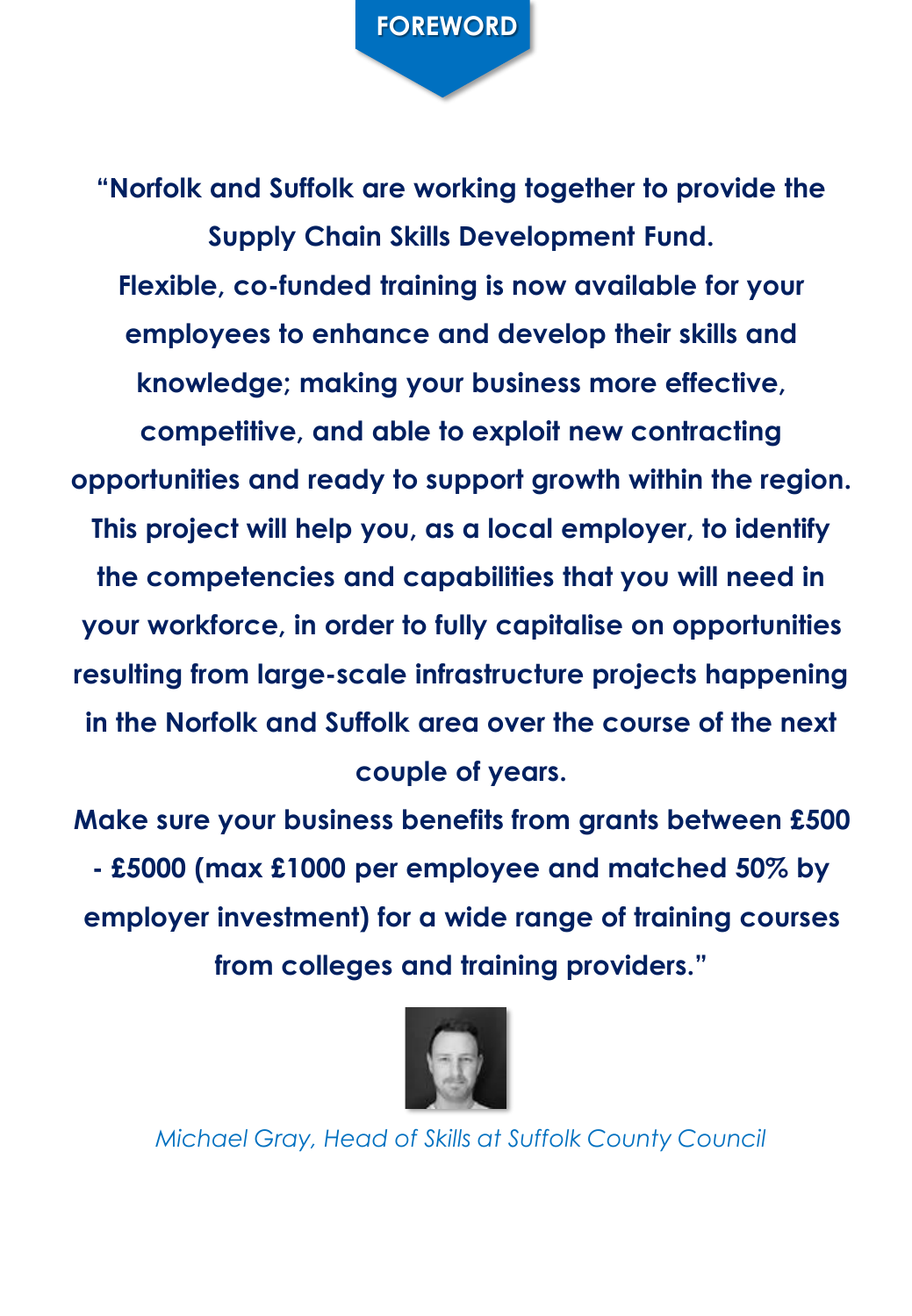# FOREWORD

**"Norfolk and Suffolk are working together to provide the Supply Chain Skills Development Fund.**

**Flexible, co-funded training is now available for your employees to enhance and develop their skills and knowledge; making your business more effective, competitive, and able to exploit new contracting opportunities and ready to support growth within the region.**

**This project will help you, as a local employer, to identify the competencies and capabilities that you will need in your workforce, in order to fully capitalise on opportunities resulting from large-scale infrastructure projects happening in the Norfolk and Suffolk area over the course of the next couple of years.**

**Make sure your business benefits from grants between £500 - £5000 (max £1000 per employee and matched 50% by employer investment) for a wide range of training courses from colleges and training providers."**

*Michael Gray, Head of Skills at Suffolk County Council*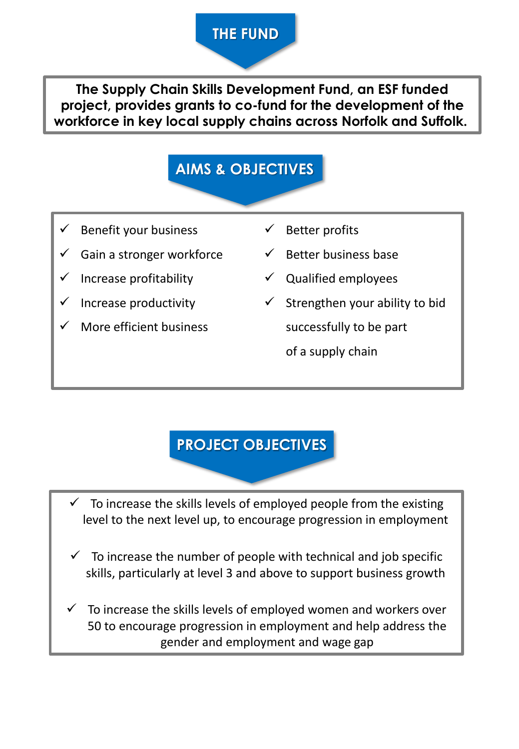## THE FUND

**The Supply Chain Skills Development Fund, an ESF funded project, provides grants to co-fund for the development of the workforce in key local supply chains across Norfolk and Suffolk.**

## AIMS & OBJECTIVES

- ✓ Benefit your business
- ✓ Gain a stronger workforce
- ✓ Increase profitability
- ✓ Increase productivity
- ✓ More efficient business
- ✓ Better profits
- ✓ Better business base
- ✓ Qualified employees
- ✓ Strengthen your ability to bid successfully to be part of a supply chain

## PROJECT OBJECTIVES

- ✓ To increase the skills levels of employed people from the existing level to the next level up, to encourage progression in employment
- ✓ To increase the number of people with technical and job specific skills, particularly at level 3 and above to support business growth
- ✓ To increase the skills levels of employed women and workers over 50 to encourage progression in employment and help address the gender and employment and wage gap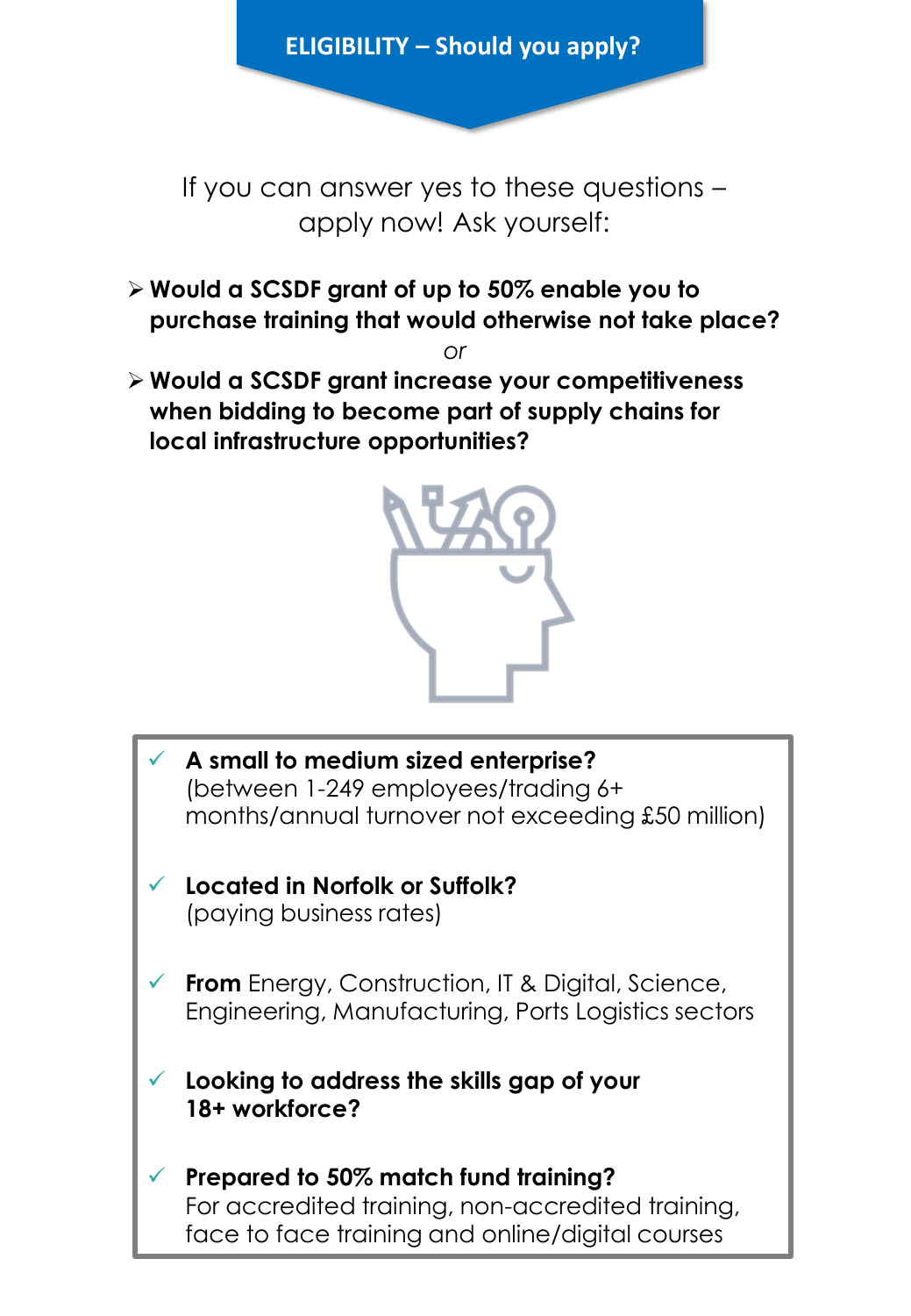## ELIGIBILITY – Should you apply?

If you can answer yes to these questions – apply now! Ask yourself:

- **Would a SCSDF grant of up to 50% enable you to purchase training that would otherwise not take place?**

*or*

- **Would a SCSDF grant increase your competitiveness when bidding to become part of supply chains for local infrastructure opportunities?**

---

- ✓ **A small to medium sized enterprise?**
  (between 1-249 employees/trading 6+ months/annual turnover not exceeding £50 million)
- ✓ **Located in Norfolk or Suffolk?**
  (paying business rates)
- ✓ **From** Energy, Construction, IT & Digital, Science, Engineering, Manufacturing, Ports Logistics sectors
- ✓ **Looking to address the skills gap of your 18+ workforce?**
- ✓ **Prepared to 50% match fund training?**
  For accredited training, non-accredited training, face to face training and online/digital courses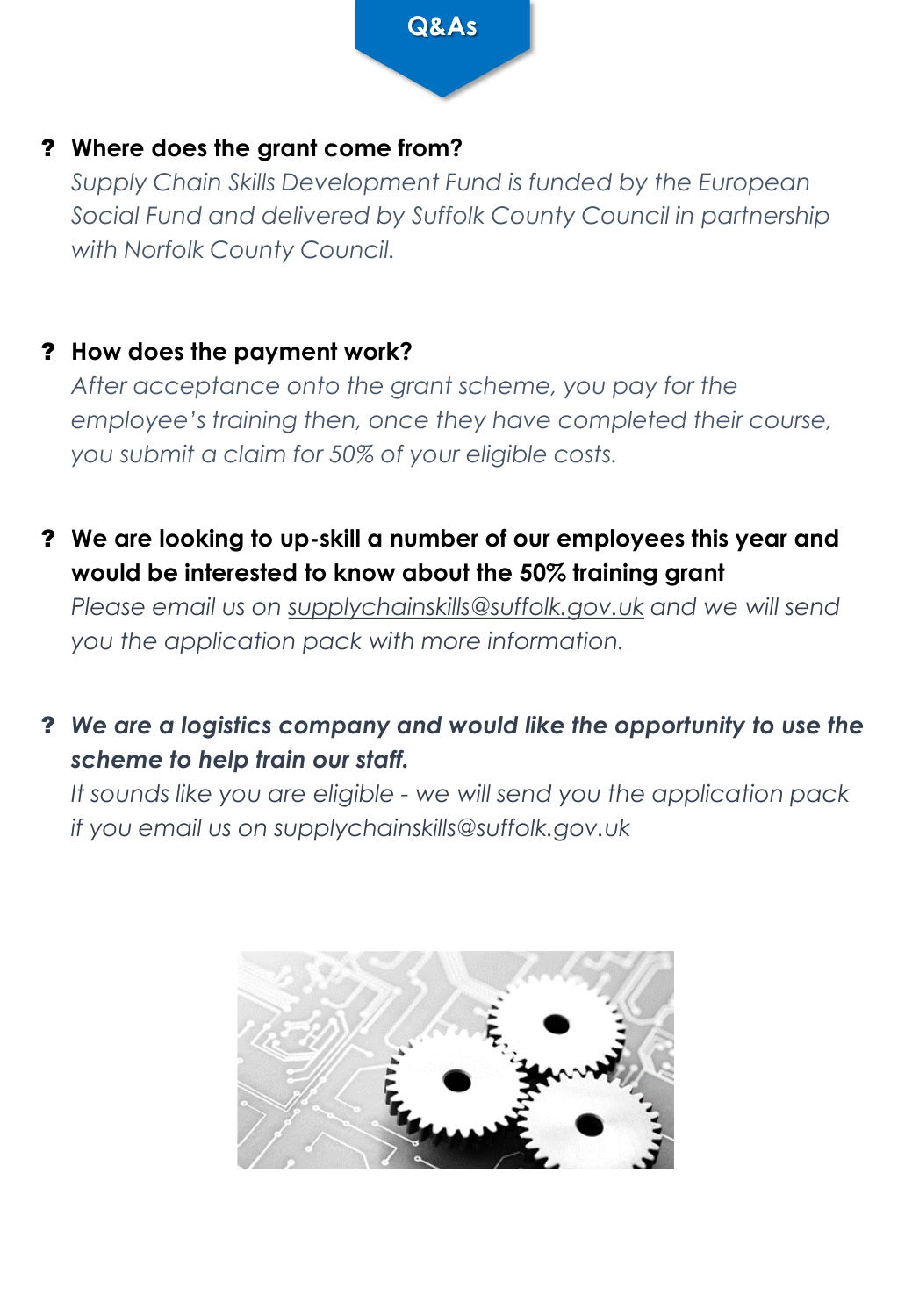# Q&As

**? Where does the grant come from?**

*Supply Chain Skills Development Fund is funded by the European Social Fund and delivered by Suffolk County Council in partnership with Norfolk County Council.*

**? How does the payment work?**

*After acceptance onto the grant scheme, you pay for the employee's training then, once they have completed their course, you submit a claim for 50% of your eligible costs.*

**? We are looking to up-skill a number of our employees this year and would be interested to know about the 50% training grant**

*Please email us on supplychainskills@suffolk.gov.uk and we will send you the application pack with more information.*

**? *We are a logistics company and would like the opportunity to use the scheme to help train our staff.***

*It sounds like you are eligible - we will send you the application pack if you email us on supplychainskills@suffolk.gov.uk*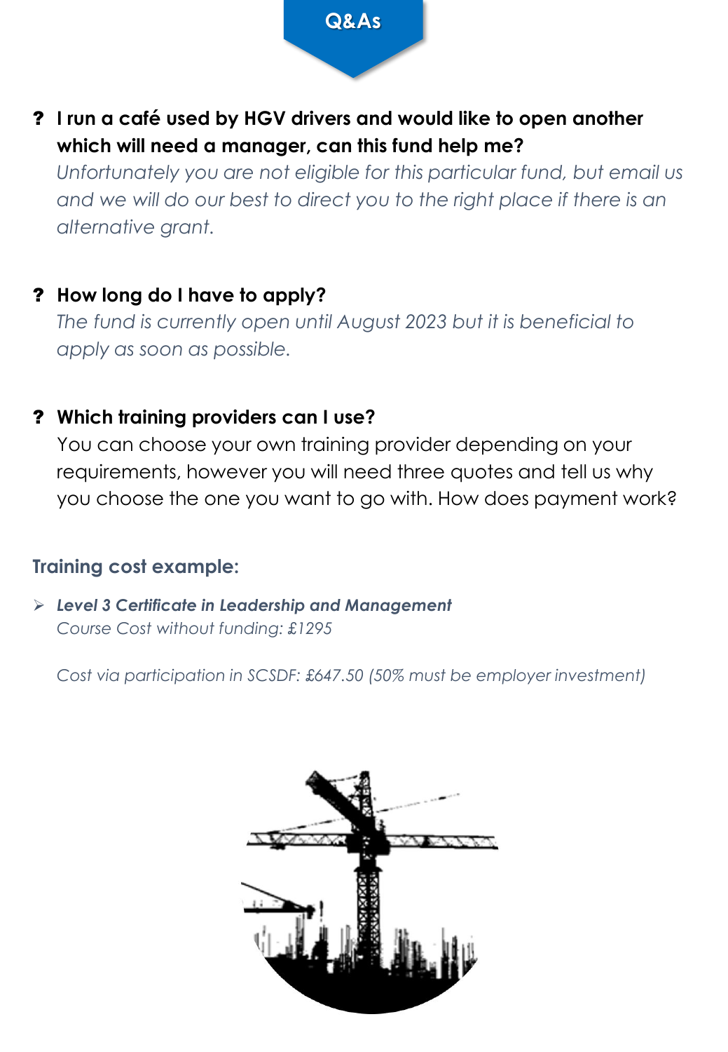## Q&As

**? I run a café used by HGV drivers and would like to open another which will need a manager, can this fund help me?**

*Unfortunately you are not eligible for this particular fund, but email us and we will do our best to direct you to the right place if there is an alternative grant.*

**? How long do I have to apply?**

*The fund is currently open until August 2023 but it is beneficial to apply as soon as possible.*

**? Which training providers can I use?**

You can choose your own training provider depending on your requirements, however you will need three quotes and tell us why you choose the one you want to go with. How does payment work?

### Training cost example:

- ***Level 3 Certificate in Leadership and Management***
  *Course Cost without funding: £1295*

  *Cost via participation in SCSDF: £647.50 (50% must be employer investment)*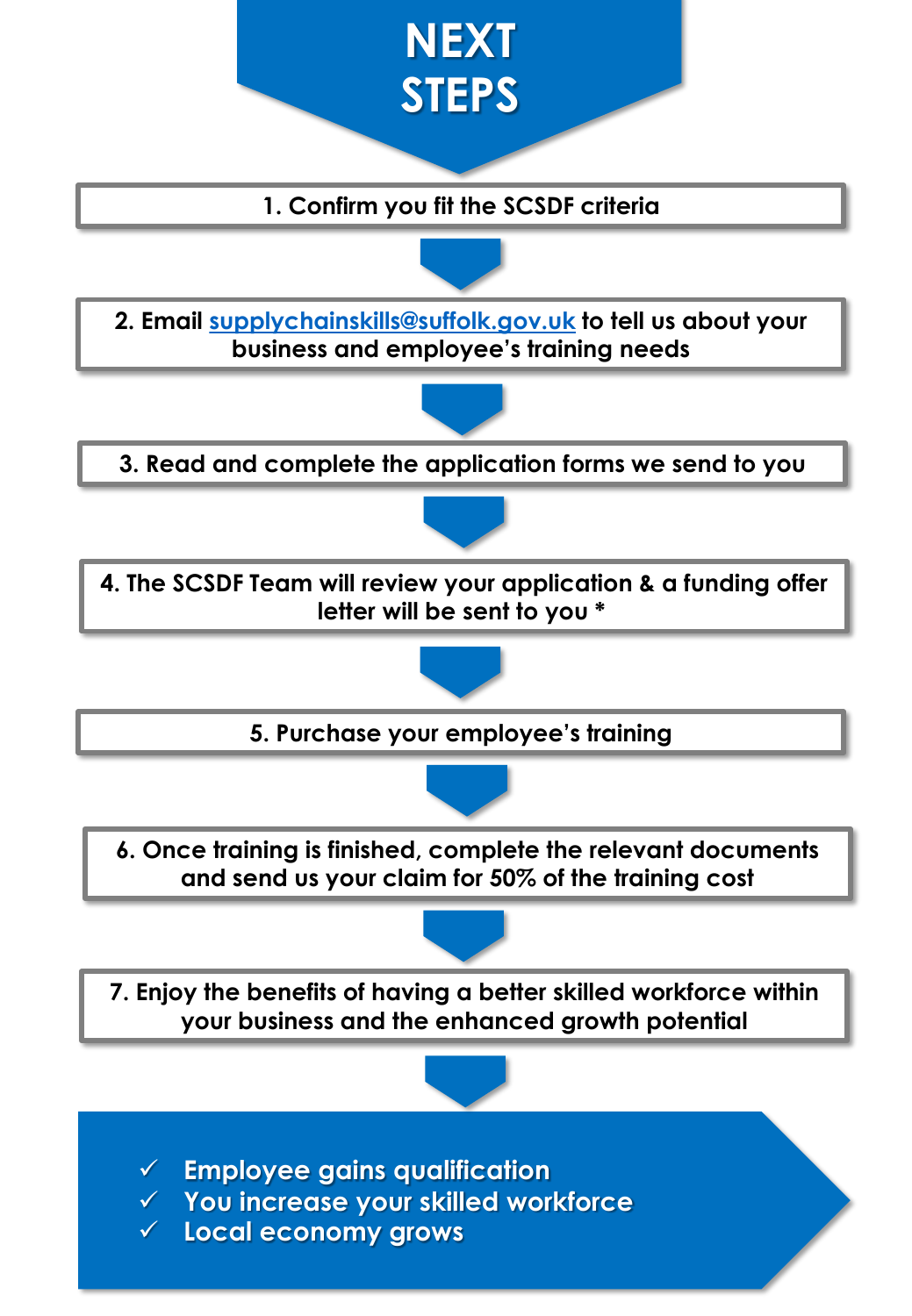# NEXT STEPS

1. Confirm you fit the SCSDF criteria

2. Email [supplychainskills@suffolk.gov.uk](mailto:supplychainskills@suffolk.gov.uk) to tell us about your business and employee's training needs

3. Read and complete the application forms we send to you

4. The SCSDF Team will review your application & a funding offer letter will be sent to you *

5. Purchase your employee's training

6. Once training is finished, complete the relevant documents and send us your claim for 50% of the training cost

7. Enjoy the benefits of having a better skilled workforce within your business and the enhanced growth potential

- ✓ **Employee gains qualification**
- ✓ **You increase your skilled workforce**
- ✓ **Local economy grows**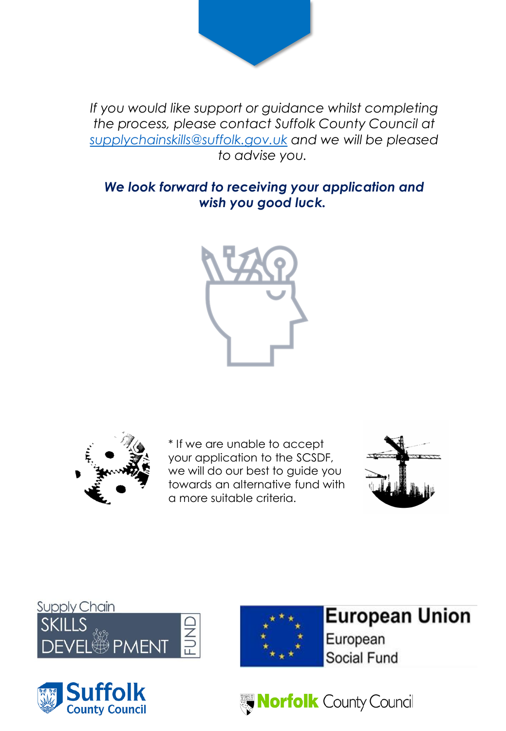*If you would like support or guidance whilst completing the process, please contact Suffolk County Council at [supplychainskills@suffolk.gov.uk](mailto:supplychainskills@suffolk.gov.uk) and we will be pleased to advise you.*

***We look forward to receiving your application and wish you good luck.***

* If we are unable to accept your application to the SCSDF, we will do our best to guide you towards an alternative fund with a more suitable criteria.